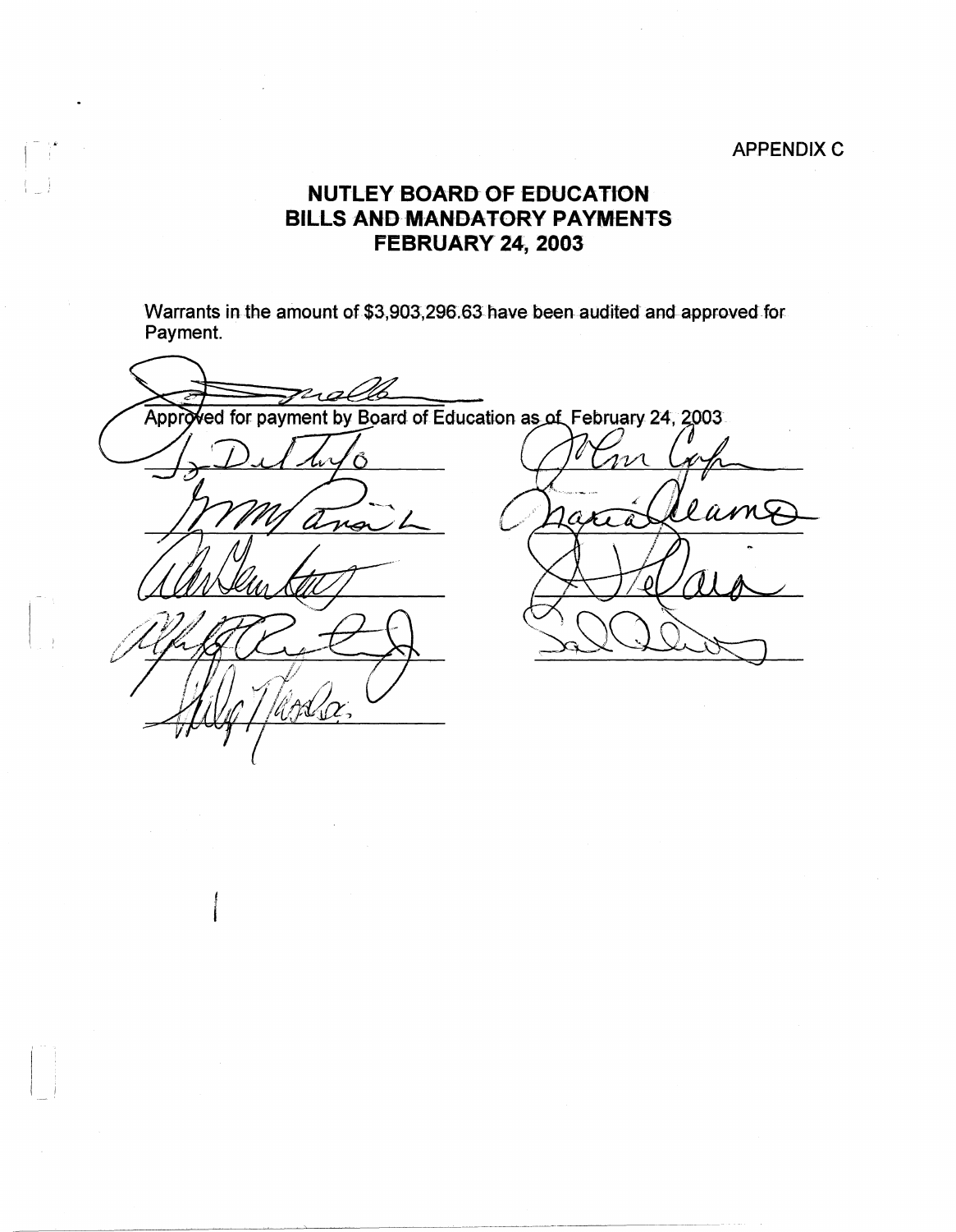APPENDIX C

# NUTLEY BOARD OF EDUCATION
## BILLS AND MANDATORY PAYMENTS
## FEBRUARY 24, 2003

Warrants in the amount of $3,903,296.63 have been audited and approved for Payment.

Approved for payment by Board of Education as of February 24, 2003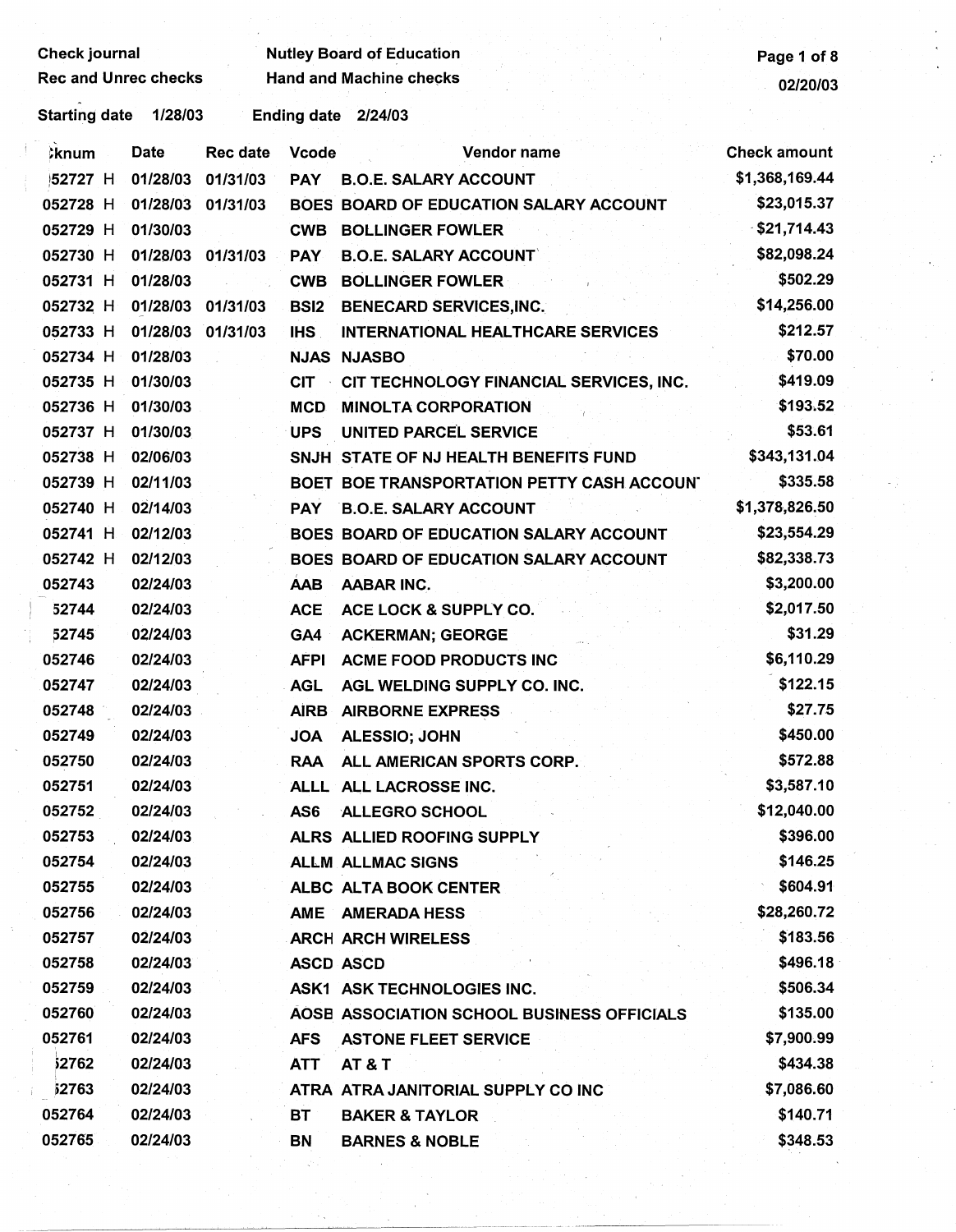Check journal | Nutley Board of Education
Rec and Unrec checks | Hand and Machine checks

02/20/03

Starting date 1/28/03 Ending date 2/24/03

| ?knum | | Date | Rec date | Vcode | Vendor name | Check amount |
|---|---|---|---|---|---|---|
| 52727 | H | 01/28/03 | 01/31/03 | PAY | B.O.E. SALARY ACCOUNT | $1,368,169.44 |
| 052728 | H | 01/28/03 | 01/31/03 | BOES | BOARD OF EDUCATION SALARY ACCOUNT | $23,015.37 |
| 052729 | H | 01/30/03 | | CWB | BOLLINGER FOWLER | $21,714.43 |
| 052730 | H | 01/28/03 | 01/31/03 | PAY | B.O.E. SALARY ACCOUNT | $82,098.24 |
| 052731 | H | 01/28/03 | | CWB | BOLLINGER FOWLER | $502.29 |
| 052732 | H | 01/28/03 | 01/31/03 | BSI2 | BENECARD SERVICES,INC. | $14,256.00 |
| 052733 | H | 01/28/03 | 01/31/03 | IHS | INTERNATIONAL HEALTHCARE SERVICES | $212.57 |
| 052734 | H | 01/28/03 | | NJAS | NJASBO | $70.00 |
| 052735 | H | 01/30/03 | | CIT | CIT TECHNOLOGY FINANCIAL SERVICES, INC. | $419.09 |
| 052736 | H | 01/30/03 | | MCD | MINOLTA CORPORATION | $193.52 |
| 052737 | H | 01/30/03 | | UPS | UNITED PARCEL SERVICE | $53.61 |
| 052738 | H | 02/06/03 | | SNJH | STATE OF NJ HEALTH BENEFITS FUND | $343,131.04 |
| 052739 | H | 02/11/03 | | BOET | BOE TRANSPORTATION PETTY CASH ACCOUN' | $335.58 |
| 052740 | H | 02/14/03 | | PAY | B.O.E. SALARY ACCOUNT | $1,378,826.50 |
| 052741 | H | 02/12/03 | | BOES | BOARD OF EDUCATION SALARY ACCOUNT | $23,554.29 |
| 052742 | H | 02/12/03 | | BOES | BOARD OF EDUCATION SALARY ACCOUNT | $82,338.73 |
| 052743 | | 02/24/03 | | AAB | AABAR INC. | $3,200.00 |
| 52744 | | 02/24/03 | | ACE | ACE LOCK & SUPPLY CO. | $2,017.50 |
| 52745 | | 02/24/03 | | GA4 | ACKERMAN; GEORGE | $31.29 |
| 052746 | | 02/24/03 | | AFPI | ACME FOOD PRODUCTS INC | $6,110.29 |
| 052747 | | 02/24/03 | | AGL | AGL WELDING SUPPLY CO. INC. | $122.15 |
| 052748 | | 02/24/03 | | AIRB | AIRBORNE EXPRESS | $27.75 |
| 052749 | | 02/24/03 | | JOA | ALESSIO; JOHN | $450.00 |
| 052750 | | 02/24/03 | | RAA | ALL AMERICAN SPORTS CORP. | $572.88 |
| 052751 | | 02/24/03 | | ALLL | ALL LACROSSE INC. | $3,587.10 |
| 052752 | | 02/24/03 | | AS6 | ALLEGRO SCHOOL | $12,040.00 |
| 052753 | | 02/24/03 | | ALRS | ALLIED ROOFING SUPPLY | $396.00 |
| 052754 | | 02/24/03 | | ALLM | ALLMAC SIGNS | $146.25 |
| 052755 | | 02/24/03 | | ALBC | ALTA BOOK CENTER | $604.91 |
| 052756 | | 02/24/03 | | AME | AMERADA HESS | $28,260.72 |
| 052757 | | 02/24/03 | | ARCH | ARCH WIRELESS | $183.56 |
| 052758 | | 02/24/03 | | ASCD | ASCD | $496.18 |
| 052759 | | 02/24/03 | | ASK1 | ASK TECHNOLOGIES INC. | $506.34 |
| 052760 | | 02/24/03 | | AOSB | ASSOCIATION SCHOOL BUSINESS OFFICIALS | $135.00 |
| 052761 | | 02/24/03 | | AFS | ASTONE FLEET SERVICE | $7,900.99 |
| 52762 | | 02/24/03 | | ATT | AT & T | $434.38 |
| 52763 | | 02/24/03 | | ATRA | ATRA JANITORIAL SUPPLY CO INC | $7,086.60 |
| 052764 | | 02/24/03 | | BT | BAKER & TAYLOR | $140.71 |
| 052765 | | 02/24/03 | | BN | BARNES & NOBLE | $348.53 |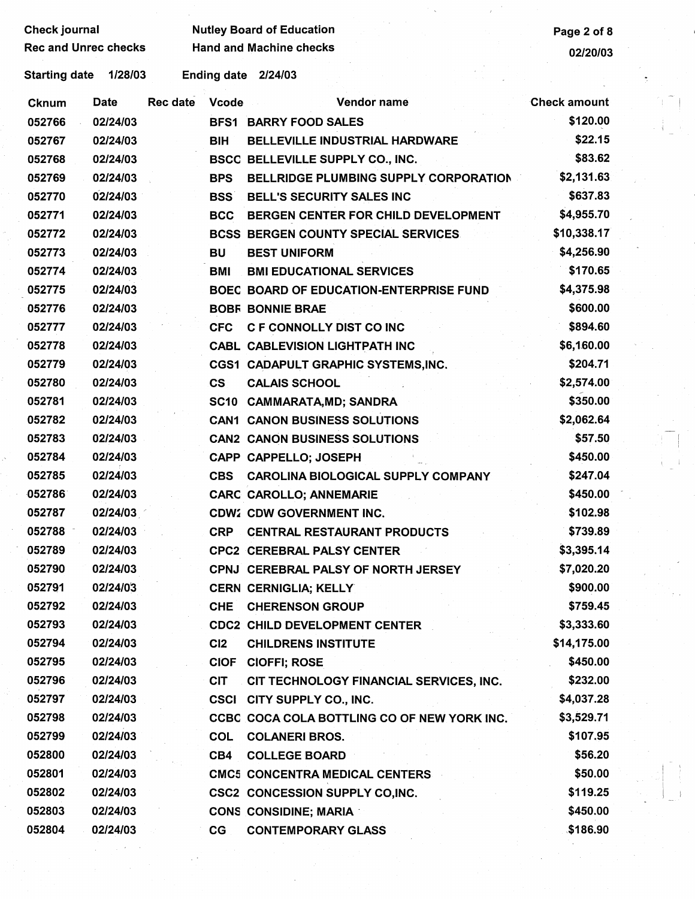Check journal | Nutley Board of Education
Rec and Unrec checks | Hand and Machine checks

Starting date 1/28/03 Ending date 2/24/03

| Cknum | Date | Rec date | Vcode | Vendor name | Check amount |
|---|---|---|---|---|---|
| 052766 | 02/24/03 | | BFS1 | BARRY FOOD SALES | $120.00 |
| 052767 | 02/24/03 | | BIH | BELLEVILLE INDUSTRIAL HARDWARE | $22.15 |
| 052768 | 02/24/03 | | BSCC | BELLEVILLE SUPPLY CO., INC. | $83.62 |
| 052769 | 02/24/03 | | BPS | BELLRIDGE PLUMBING SUPPLY CORPORATION | $2,131.63 |
| 052770 | 02/24/03 | | BSS | BELL'S SECURITY SALES INC | $637.83 |
| 052771 | 02/24/03 | | BCC | BERGEN CENTER FOR CHILD DEVELOPMENT | $4,955.70 |
| 052772 | 02/24/03 | | BCSS | BERGEN COUNTY SPECIAL SERVICES | $10,338.17 |
| 052773 | 02/24/03 | | BU | BEST UNIFORM | $4,256.90 |
| 052774 | 02/24/03 | | BMI | BMI EDUCATIONAL SERVICES | $170.65 |
| 052775 | 02/24/03 | | BOEC | BOARD OF EDUCATION-ENTERPRISE FUND | $4,375.98 |
| 052776 | 02/24/03 | | BOBR | BONNIE BRAE | $600.00 |
| 052777 | 02/24/03 | | CFC | C F CONNOLLY DIST CO INC | $894.60 |
| 052778 | 02/24/03 | | CABL | CABLEVISION LIGHTPATH INC | $6,160.00 |
| 052779 | 02/24/03 | | CGS1 | CADAPULT GRAPHIC SYSTEMS,INC. | $204.71 |
| 052780 | 02/24/03 | | CS | CALAIS SCHOOL | $2,574.00 |
| 052781 | 02/24/03 | | SC10 | CAMMARATA,MD; SANDRA | $350.00 |
| 052782 | 02/24/03 | | CAN1 | CANON BUSINESS SOLUTIONS | $2,062.64 |
| 052783 | 02/24/03 | | CAN2 | CANON BUSINESS SOLUTIONS | $57.50 |
| 052784 | 02/24/03 | | CAPP | CAPPELLO; JOSEPH | $450.00 |
| 052785 | 02/24/03 | | CBS | CAROLINA BIOLOGICAL SUPPLY COMPANY | $247.04 |
| 052786 | 02/24/03 | | CARC | CAROLLO; ANNEMARIE | $450.00 |
| 052787 | 02/24/03 | | CDW2 | CDW GOVERNMENT INC. | $102.98 |
| 052788 | 02/24/03 | | CRP | CENTRAL RESTAURANT PRODUCTS | $739.89 |
| 052789 | 02/24/03 | | CPC2 | CEREBRAL PALSY CENTER | $3,395.14 |
| 052790 | 02/24/03 | | CPNJ | CEREBRAL PALSY OF NORTH JERSEY | $7,020.20 |
| 052791 | 02/24/03 | | CERN | CERNIGLIA; KELLY | $900.00 |
| 052792 | 02/24/03 | | CHE | CHERENSON GROUP | $759.45 |
| 052793 | 02/24/03 | | CDC2 | CHILD DEVELOPMENT CENTER | $3,333.60 |
| 052794 | 02/24/03 | | CI2 | CHILDRENS INSTITUTE | $14,175.00 |
| 052795 | 02/24/03 | | CIOF | CIOFFI; ROSE | $450.00 |
| 052796 | 02/24/03 | | CIT | CIT TECHNOLOGY FINANCIAL SERVICES, INC. | $232.00 |
| 052797 | 02/24/03 | | CSCI | CITY SUPPLY CO., INC. | $4,037.28 |
| 052798 | 02/24/03 | | CCBC | COCA COLA BOTTLING CO OF NEW YORK INC. | $3,529.71 |
| 052799 | 02/24/03 | | COL | COLANERI BROS. | $107.95 |
| 052800 | 02/24/03 | | CB4 | COLLEGE BOARD | $56.20 |
| 052801 | 02/24/03 | | CMC5 | CONCENTRA MEDICAL CENTERS | $50.00 |
| 052802 | 02/24/03 | | CSC2 | CONCESSION SUPPLY CO,INC. | $119.25 |
| 052803 | 02/24/03 | | CONS | CONSIDINE; MARIA | $450.00 |
| 052804 | 02/24/03 | | CG | CONTEMPORARY GLASS | $186.90 |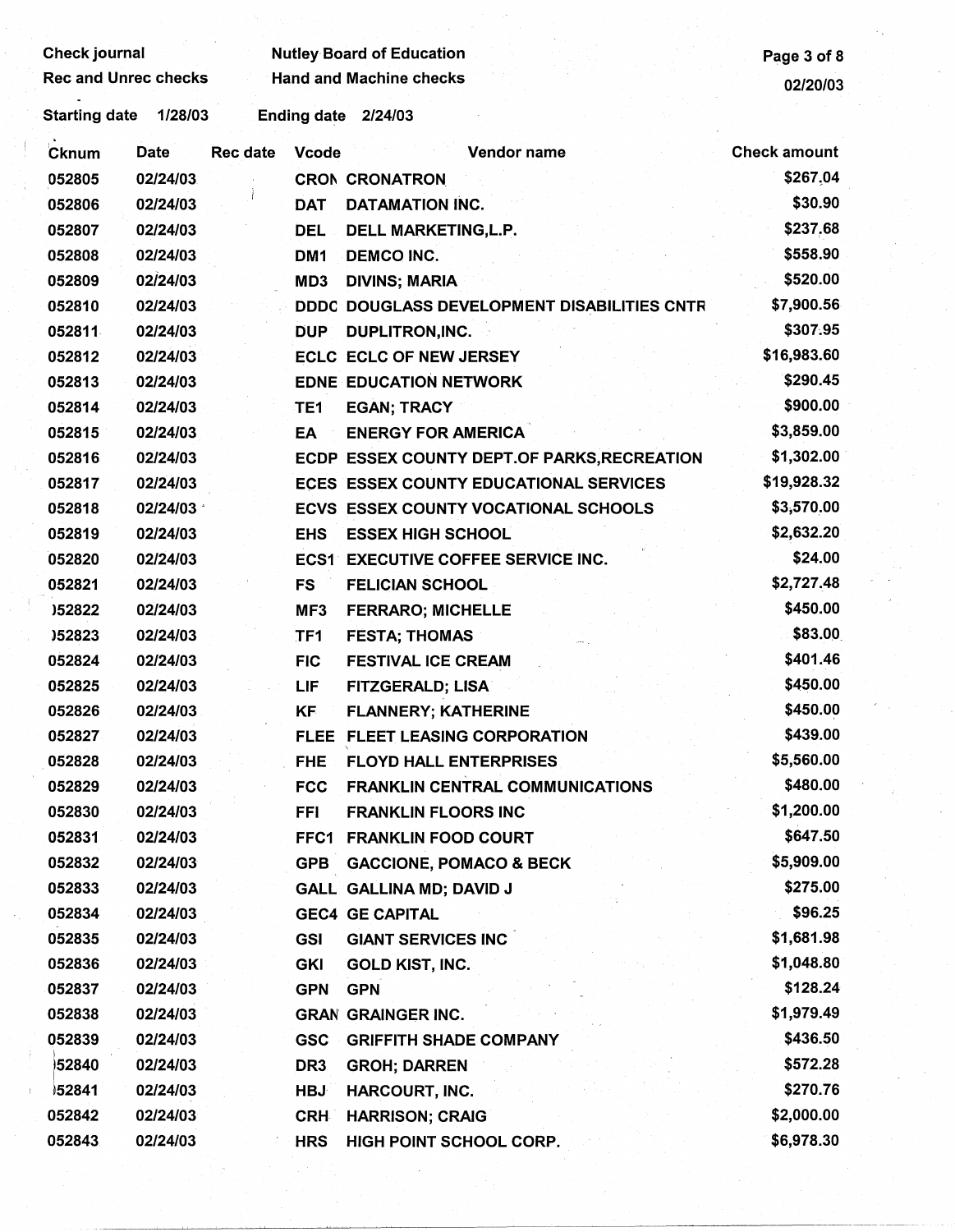Check journal
Rec and Unrec checks

Nutley Board of Education
Hand and Machine checks

02/20/03

Starting date 1/28/03 Ending date 2/24/03

| Cknum | Date | Rec date | Vcode | Vendor name | Check amount |
|---|---|---|---|---|---|
| 052805 | 02/24/03 | | CRON | CRONATRON | $267.04 |
| 052806 | 02/24/03 | | DAT | DATAMATION INC. | $30.90 |
| 052807 | 02/24/03 | | DEL | DELL MARKETING,L.P. | $237.68 |
| 052808 | 02/24/03 | | DM1 | DEMCO INC. | $558.90 |
| 052809 | 02/24/03 | | MD3 | DIVINS; MARIA | $520.00 |
| 052810 | 02/24/03 | | DDDC | DOUGLASS DEVELOPMENT DISABILITIES CNTR | $7,900.56 |
| 052811 | 02/24/03 | | DUP | DUPLITRON,INC. | $307.95 |
| 052812 | 02/24/03 | | ECLC | ECLC OF NEW JERSEY | $16,983.60 |
| 052813 | 02/24/03 | | EDNE | EDUCATION NETWORK | $290.45 |
| 052814 | 02/24/03 | | TE1 | EGAN; TRACY | $900.00 |
| 052815 | 02/24/03 | | EA | ENERGY FOR AMERICA | $3,859.00 |
| 052816 | 02/24/03 | | ECDP | ESSEX COUNTY DEPT.OF PARKS,RECREATION | $1,302.00 |
| 052817 | 02/24/03 | | ECES | ESSEX COUNTY EDUCATIONAL SERVICES | $19,928.32 |
| 052818 | 02/24/03 | | ECVS | ESSEX COUNTY VOCATIONAL SCHOOLS | $3,570.00 |
| 052819 | 02/24/03 | | EHS | ESSEX HIGH SCHOOL | $2,632.20 |
| 052820 | 02/24/03 | | ECS1 | EXECUTIVE COFFEE SERVICE INC. | $24.00 |
| 052821 | 02/24/03 | | FS | FELICIAN SCHOOL | $2,727.48 |
| 052822 | 02/24/03 | | MF3 | FERRARO; MICHELLE | $450.00 |
| 052823 | 02/24/03 | | TF1 | FESTA; THOMAS | $83.00 |
| 052824 | 02/24/03 | | FIC | FESTIVAL ICE CREAM | $401.46 |
| 052825 | 02/24/03 | | LIF | FITZGERALD; LISA | $450.00 |
| 052826 | 02/24/03 | | KF | FLANNERY; KATHERINE | $450.00 |
| 052827 | 02/24/03 | | FLEE | FLEET LEASING CORPORATION | $439.00 |
| 052828 | 02/24/03 | | FHE | FLOYD HALL ENTERPRISES | $5,560.00 |
| 052829 | 02/24/03 | | FCC | FRANKLIN CENTRAL COMMUNICATIONS | $480.00 |
| 052830 | 02/24/03 | | FFI | FRANKLIN FLOORS INC | $1,200.00 |
| 052831 | 02/24/03 | | FFC1 | FRANKLIN FOOD COURT | $647.50 |
| 052832 | 02/24/03 | | GPB | GACCIONE, POMACO & BECK | $5,909.00 |
| 052833 | 02/24/03 | | GALL | GALLINA MD; DAVID J | $275.00 |
| 052834 | 02/24/03 | | GEC4 | GE CAPITAL | $96.25 |
| 052835 | 02/24/03 | | GSI | GIANT SERVICES INC | $1,681.98 |
| 052836 | 02/24/03 | | GKI | GOLD KIST, INC. | $1,048.80 |
| 052837 | 02/24/03 | | GPN | GPN | $128.24 |
| 052838 | 02/24/03 | | GRAN | GRAINGER INC. | $1,979.49 |
| 052839 | 02/24/03 | | GSC | GRIFFITH SHADE COMPANY | $436.50 |
| 052840 | 02/24/03 | | DR3 | GROH; DARREN | $572.28 |
| 052841 | 02/24/03 | | HBJ | HARCOURT, INC. | $270.76 |
| 052842 | 02/24/03 | | CRH | HARRISON; CRAIG | $2,000.00 |
| 052843 | 02/24/03 | | HRS | HIGH POINT SCHOOL CORP. | $6,978.30 |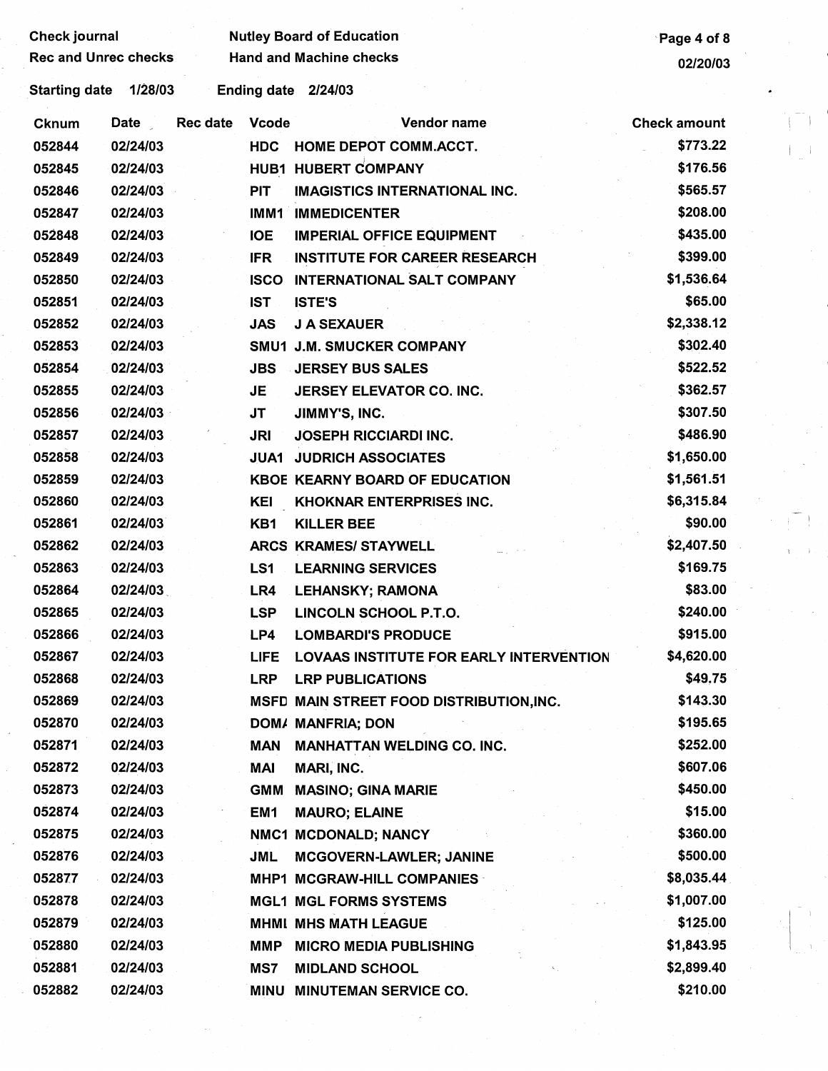Check journal | Nutley Board of Education
Rec and Unrec checks | Hand and Machine checks

Starting date 1/28/03 Ending date 2/24/03

| Cknum | Date | Rec date | Vcode | Vendor name | Check amount |
|---|---|---|---|---|---|
| 052844 | 02/24/03 | | HDC | HOME DEPOT COMM.ACCT. | $773.22 |
| 052845 | 02/24/03 | | HUB1 | HUBERT COMPANY | $176.56 |
| 052846 | 02/24/03 | | PIT | IMAGISTICS INTERNATIONAL INC. | $565.57 |
| 052847 | 02/24/03 | | IMM1 | IMMEDICENTER | $208.00 |
| 052848 | 02/24/03 | | IOE | IMPERIAL OFFICE EQUIPMENT | $435.00 |
| 052849 | 02/24/03 | | IFR | INSTITUTE FOR CAREER RESEARCH | $399.00 |
| 052850 | 02/24/03 | | ISCO | INTERNATIONAL SALT COMPANY | $1,536.64 |
| 052851 | 02/24/03 | | IST | ISTE'S | $65.00 |
| 052852 | 02/24/03 | | JAS | J A SEXAUER | $2,338.12 |
| 052853 | 02/24/03 | | SMU1 | J.M. SMUCKER COMPANY | $302.40 |
| 052854 | 02/24/03 | | JBS | JERSEY BUS SALES | $522.52 |
| 052855 | 02/24/03 | | JE | JERSEY ELEVATOR CO. INC. | $362.57 |
| 052856 | 02/24/03 | | JT | JIMMY'S, INC. | $307.50 |
| 052857 | 02/24/03 | | JRI | JOSEPH RICCIARDI INC. | $486.90 |
| 052858 | 02/24/03 | | JUA1 | JUDRICH ASSOCIATES | $1,650.00 |
| 052859 | 02/24/03 | | KBOE | KEARNY BOARD OF EDUCATION | $1,561.51 |
| 052860 | 02/24/03 | | KEI | KHOKNAR ENTERPRISES INC. | $6,315.84 |
| 052861 | 02/24/03 | | KB1 | KILLER BEE | $90.00 |
| 052862 | 02/24/03 | | ARCS | KRAMES/ STAYWELL | $2,407.50 |
| 052863 | 02/24/03 | | LS1 | LEARNING SERVICES | $169.75 |
| 052864 | 02/24/03 | | LR4 | LEHANSKY; RAMONA | $83.00 |
| 052865 | 02/24/03 | | LSP | LINCOLN SCHOOL P.T.O. | $240.00 |
| 052866 | 02/24/03 | | LP4 | LOMBARDI'S PRODUCE | $915.00 |
| 052867 | 02/24/03 | | LIFE | LOVAAS INSTITUTE FOR EARLY INTERVENTION | $4,620.00 |
| 052868 | 02/24/03 | | LRP | LRP PUBLICATIONS | $49.75 |
| 052869 | 02/24/03 | | MSFD | MAIN STREET FOOD DISTRIBUTION,INC. | $143.30 |
| 052870 | 02/24/03 | | DOM/ | MANFRIA; DON | $195.65 |
| 052871 | 02/24/03 | | MAN | MANHATTAN WELDING CO. INC. | $252.00 |
| 052872 | 02/24/03 | | MAI | MARI, INC. | $607.06 |
| 052873 | 02/24/03 | | GMM | MASINO; GINA MARIE | $450.00 |
| 052874 | 02/24/03 | | EM1 | MAURO; ELAINE | $15.00 |
| 052875 | 02/24/03 | | NMC1 | MCDONALD; NANCY | $360.00 |
| 052876 | 02/24/03 | | JML | MCGOVERN-LAWLER; JANINE | $500.00 |
| 052877 | 02/24/03 | | MHP1 | MCGRAW-HILL COMPANIES | $8,035.44 |
| 052878 | 02/24/03 | | MGL1 | MGL FORMS SYSTEMS | $1,007.00 |
| 052879 | 02/24/03 | | MHMI | MHS MATH LEAGUE | $125.00 |
| 052880 | 02/24/03 | | MMP | MICRO MEDIA PUBLISHING | $1,843.95 |
| 052881 | 02/24/03 | | MS7 | MIDLAND SCHOOL | $2,899.40 |
| 052882 | 02/24/03 | | MINU | MINUTEMAN SERVICE CO. | $210.00 |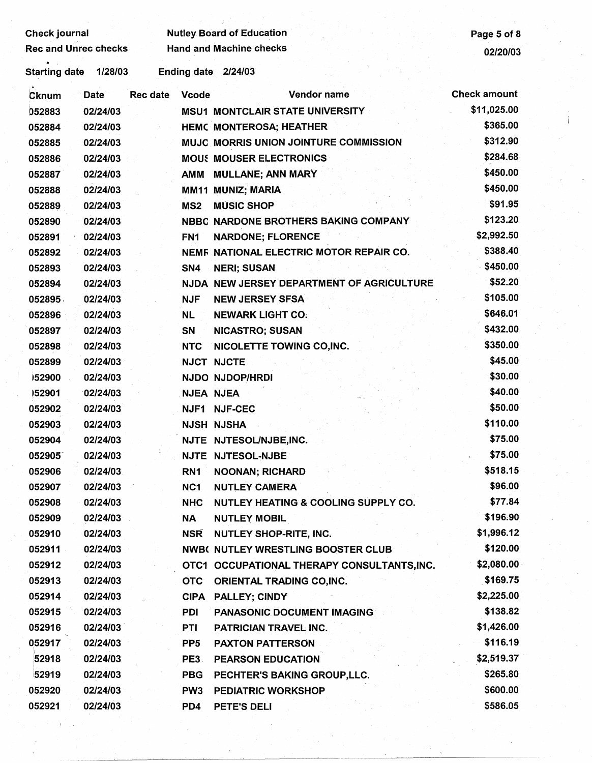Check journal | Nutley Board of Education
Rec and Unrec checks | Hand and Machine checks

02/20/03

Starting date 1/28/03 Ending date 2/24/03

| Cknum | Date | Rec date | Vcode | Vendor name | Check amount |
|---|---|---|---|---|---|
| 052883 | 02/24/03 | | MSU1 | MONTCLAIR STATE UNIVERSITY | $11,025.00 |
| 052884 | 02/24/03 | | HEMC | MONTEROSA; HEATHER | $365.00 |
| 052885 | 02/24/03 | | MUJC | MORRIS UNION JOINTURE COMMISSION | $312.90 |
| 052886 | 02/24/03 | | MOUS | MOUSER ELECTRONICS | $284.68 |
| 052887 | 02/24/03 | | AMM | MULLANE; ANN MARY | $450.00 |
| 052888 | 02/24/03 | | MM11 | MUNIZ; MARIA | $450.00 |
| 052889 | 02/24/03 | | MS2 | MUSIC SHOP | $91.95 |
| 052890 | 02/24/03 | | NBBC | NARDONE BROTHERS BAKING COMPANY | $123.20 |
| 052891 | 02/24/03 | | FN1 | NARDONE; FLORENCE | $2,992.50 |
| 052892 | 02/24/03 | | NEMF | NATIONAL ELECTRIC MOTOR REPAIR CO. | $388.40 |
| 052893 | 02/24/03 | | SN4 | NERI; SUSAN | $450.00 |
| 052894 | 02/24/03 | | NJDA | NEW JERSEY DEPARTMENT OF AGRICULTURE | $52.20 |
| 052895 | 02/24/03 | | NJF | NEW JERSEY SFSA | $105.00 |
| 052896 | 02/24/03 | | NL | NEWARK LIGHT CO. | $646.01 |
| 052897 | 02/24/03 | | SN | NICASTRO; SUSAN | $432.00 |
| 052898 | 02/24/03 | | NTC | NICOLETTE TOWING CO,INC. | $350.00 |
| 052899 | 02/24/03 | | NJCT | NJCTE | $45.00 |
| 052900 | 02/24/03 | | NJDO | NJDOP/HRDI | $30.00 |
| 052901 | 02/24/03 | | NJEA | NJEA | $40.00 |
| 052902 | 02/24/03 | | NJF1 | NJF-CEC | $50.00 |
| 052903 | 02/24/03 | | NJSH | NJSHA | $110.00 |
| 052904 | 02/24/03 | | NJTE | NJTESOL/NJBE,INC. | $75.00 |
| 052905 | 02/24/03 | | NJTE | NJTESOL-NJBE | $75.00 |
| 052906 | 02/24/03 | | RN1 | NOONAN; RICHARD | $518.15 |
| 052907 | 02/24/03 | | NC1 | NUTLEY CAMERA | $96.00 |
| 052908 | 02/24/03 | | NHC | NUTLEY HEATING & COOLING SUPPLY CO. | $77.84 |
| 052909 | 02/24/03 | | NA | NUTLEY MOBIL | $196.90 |
| 052910 | 02/24/03 | | NSR | NUTLEY SHOP-RITE, INC. | $1,996.12 |
| 052911 | 02/24/03 | | NWB( | NUTLEY WRESTLING BOOSTER CLUB | $120.00 |
| 052912 | 02/24/03 | | OTC1 | OCCUPATIONAL THERAPY CONSULTANTS,INC. | $2,080.00 |
| 052913 | 02/24/03 | | OTC | ORIENTAL TRADING CO,INC. | $169.75 |
| 052914 | 02/24/03 | | CIPA | PALLEY; CINDY | $2,225.00 |
| 052915 | 02/24/03 | | PDI | PANASONIC DOCUMENT IMAGING | $138.82 |
| 052916 | 02/24/03 | | PTI | PATRICIAN TRAVEL INC. | $1,426.00 |
| 052917 | 02/24/03 | | PP5 | PAXTON PATTERSON | $116.19 |
| 052918 | 02/24/03 | | PE3 | PEARSON EDUCATION | $2,519.37 |
| 052919 | 02/24/03 | | PBG | PECHTER'S BAKING GROUP,LLC. | $265.80 |
| 052920 | 02/24/03 | | PW3 | PEDIATRIC WORKSHOP | $600.00 |
| 052921 | 02/24/03 | | PD4 | PETE'S DELI | $586.05 |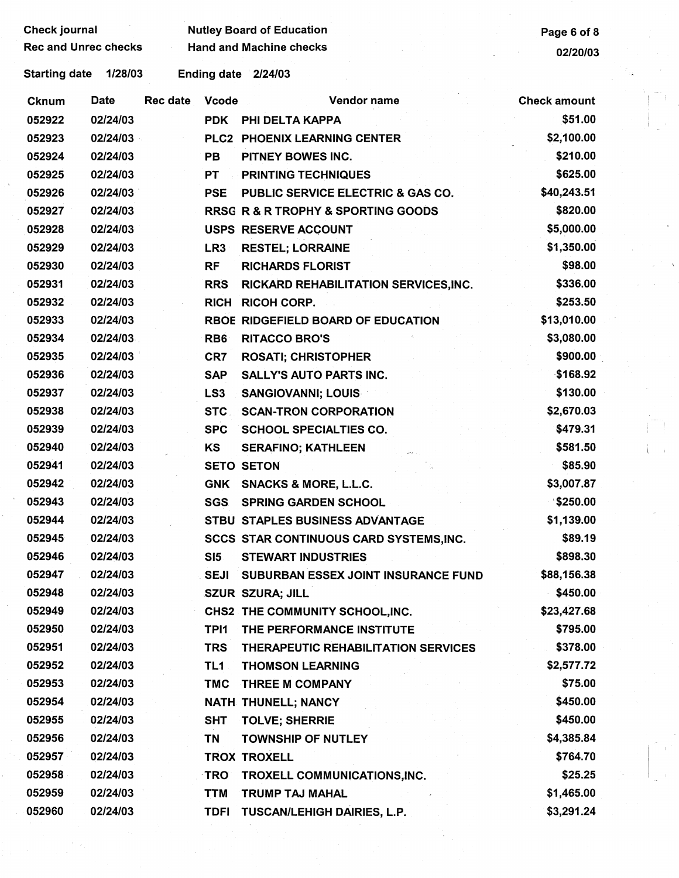Check journal
Rec and Unrec checks

Nutley Board of Education
Hand and Machine checks

Starting date 1/28/03 Ending date 2/24/03

| Cknum | Date | Rec date | Vcode | Vendor name | Check amount |
|---|---|---|---|---|---|
| 052922 | 02/24/03 | | PDK | PHI DELTA KAPPA | $51.00 |
| 052923 | 02/24/03 | | PLC2 | PHOENIX LEARNING CENTER | $2,100.00 |
| 052924 | 02/24/03 | | PB | PITNEY BOWES INC. | $210.00 |
| 052925 | 02/24/03 | | PT | PRINTING TECHNIQUES | $625.00 |
| 052926 | 02/24/03 | | PSE | PUBLIC SERVICE ELECTRIC & GAS CO. | $40,243.51 |
| 052927 | 02/24/03 | | RRSG | R & R TROPHY & SPORTING GOODS | $820.00 |
| 052928 | 02/24/03 | | USPS | RESERVE ACCOUNT | $5,000.00 |
| 052929 | 02/24/03 | | LR3 | RESTEL; LORRAINE | $1,350.00 |
| 052930 | 02/24/03 | | RF | RICHARDS FLORIST | $98.00 |
| 052931 | 02/24/03 | | RRS | RICKARD REHABILITATION SERVICES,INC. | $336.00 |
| 052932 | 02/24/03 | | RICH | RICOH CORP. | $253.50 |
| 052933 | 02/24/03 | | RBOE | RIDGEFIELD BOARD OF EDUCATION | $13,010.00 |
| 052934 | 02/24/03 | | RB6 | RITACCO BRO'S | $3,080.00 |
| 052935 | 02/24/03 | | CR7 | ROSATI; CHRISTOPHER | $900.00 |
| 052936 | 02/24/03 | | SAP | SALLY'S AUTO PARTS INC. | $168.92 |
| 052937 | 02/24/03 | | LS3 | SANGIOVANNI; LOUIS | $130.00 |
| 052938 | 02/24/03 | | STC | SCAN-TRON CORPORATION | $2,670.03 |
| 052939 | 02/24/03 | | SPC | SCHOOL SPECIALTIES CO. | $479.31 |
| 052940 | 02/24/03 | | KS | SERAFINO; KATHLEEN | $581.50 |
| 052941 | 02/24/03 | | SETO | SETON | $85.90 |
| 052942 | 02/24/03 | | GNK | SNACKS & MORE, L.L.C. | $3,007.87 |
| 052943 | 02/24/03 | | SGS | SPRING GARDEN SCHOOL | $250.00 |
| 052944 | 02/24/03 | | STBU | STAPLES BUSINESS ADVANTAGE | $1,139.00 |
| 052945 | 02/24/03 | | SCCS | STAR CONTINUOUS CARD SYSTEMS,INC. | $89.19 |
| 052946 | 02/24/03 | | SI5 | STEWART INDUSTRIES | $898.30 |
| 052947 | 02/24/03 | | SEJI | SUBURBAN ESSEX JOINT INSURANCE FUND | $88,156.38 |
| 052948 | 02/24/03 | | SZUR | SZURA; JILL | $450.00 |
| 052949 | 02/24/03 | | CHS2 | THE COMMUNITY SCHOOL,INC. | $23,427.68 |
| 052950 | 02/24/03 | | TPI1 | THE PERFORMANCE INSTITUTE | $795.00 |
| 052951 | 02/24/03 | | TRS | THERAPEUTIC REHABILITATION SERVICES | $378.00 |
| 052952 | 02/24/03 | | TL1 | THOMSON LEARNING | $2,577.72 |
| 052953 | 02/24/03 | | TMC | THREE M COMPANY | $75.00 |
| 052954 | 02/24/03 | | NATH | THUNELL; NANCY | $450.00 |
| 052955 | 02/24/03 | | SHT | TOLVE; SHERRIE | $450.00 |
| 052956 | 02/24/03 | | TN | TOWNSHIP OF NUTLEY | $4,385.84 |
| 052957 | 02/24/03 | | TROX | TROXELL | $764.70 |
| 052958 | 02/24/03 | | TRO | TROXELL COMMUNICATIONS,INC. | $25.25 |
| 052959 | 02/24/03 | | TTM | TRUMP TAJ MAHAL | $1,465.00 |
| 052960 | 02/24/03 | | TDFI | TUSCAN/LEHIGH DAIRIES, L.P. | $3,291.24 |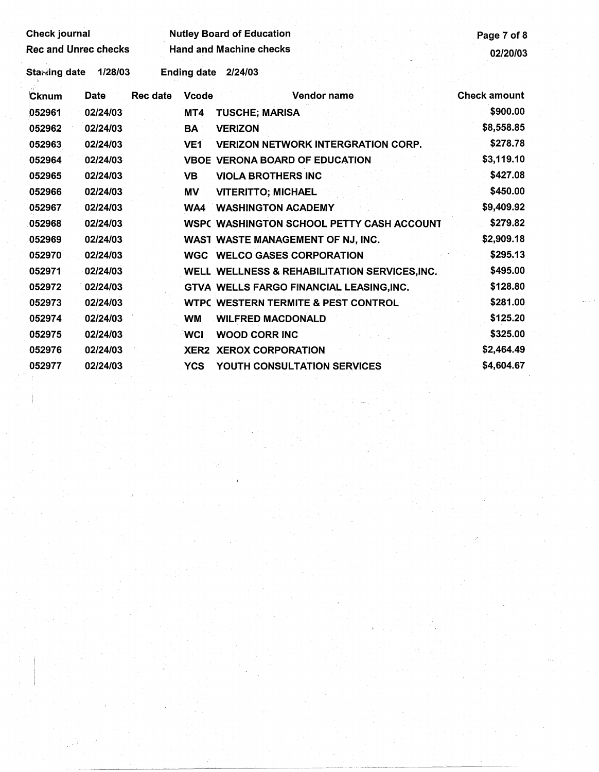Check journal
Rec and Unrec checks

Nutley Board of Education
Hand and Machine checks

02/20/03

Starting date 1/28/03 Ending date 2/24/03

| Cknum | Date | Rec date | Vcode | Vendor name | Check amount |
|---|---|---|---|---|---|
| 052961 | 02/24/03 | | MT4 | TUSCHE; MARISA | $900.00 |
| 052962 | 02/24/03 | | BA | VERIZON | $8,558.85 |
| 052963 | 02/24/03 | | VE1 | VERIZON NETWORK INTERGRATION CORP. | $278.78 |
| 052964 | 02/24/03 | | VBOE | VERONA BOARD OF EDUCATION | $3,119.10 |
| 052965 | 02/24/03 | | VB | VIOLA BROTHERS INC | $427.08 |
| 052966 | 02/24/03 | | MV | VITERITTO; MICHAEL | $450.00 |
| 052967 | 02/24/03 | | WA4 | WASHINGTON ACADEMY | $9,409.92 |
| 052968 | 02/24/03 | | WSPC | WASHINGTON SCHOOL PETTY CASH ACCOUNT | $279.82 |
| 052969 | 02/24/03 | | WAST | WASTE MANAGEMENT OF NJ, INC. | $2,909.18 |
| 052970 | 02/24/03 | | WGC | WELCO GASES CORPORATION | $295.13 |
| 052971 | 02/24/03 | | WELL | WELLNESS & REHABILITATION SERVICES,INC. | $495.00 |
| 052972 | 02/24/03 | | GTVA | WELLS FARGO FINANCIAL LEASING,INC. | $128.80 |
| 052973 | 02/24/03 | | WTPC | WESTERN TERMITE & PEST CONTROL | $281.00 |
| 052974 | 02/24/03 | | WM | WILFRED MACDONALD | $125.20 |
| 052975 | 02/24/03 | | WCI | WOOD CORR INC | $325.00 |
| 052976 | 02/24/03 | | XER2 | XEROX CORPORATION | $2,464.49 |
| 052977 | 02/24/03 | | YCS | YOUTH CONSULTATION SERVICES | $4,604.67 |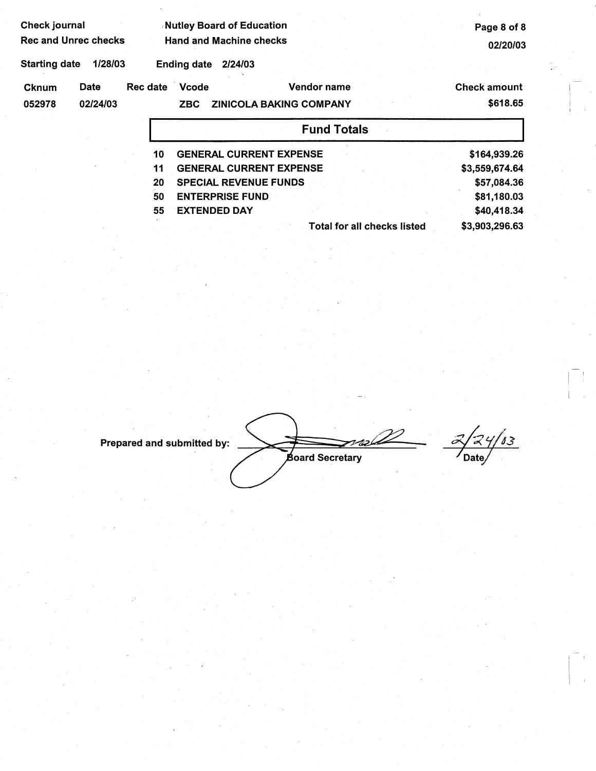Check journal
Rec and Unrec checks

Nutley Board of Education
Hand and Machine checks

02/20/03

Starting date 1/28/03 Ending date 2/24/03

| Cknum | Date | Rec date | Vcode | Vendor name | Check amount |
|---|---|---|---|---|---|
| 052978 | 02/24/03 | | ZBC | ZINICOLA BAKING COMPANY | $618.65 |

## Fund Totals

| | | |
|---|---|---|
| 10 | GENERAL CURRENT EXPENSE | $164,939.26 |
| 11 | GENERAL CURRENT EXPENSE | $3,559,674.64 |
| 20 | SPECIAL REVENUE FUNDS | $57,084.36 |
| 50 | ENTERPRISE FUND | $81,180.03 |
| 55 | EXTENDED DAY | $40,418.34 |
| | Total for all checks listed | $3,903,296.63 |

Prepared and submitted by: ____________________ 2/24/03
Board Secretary Date